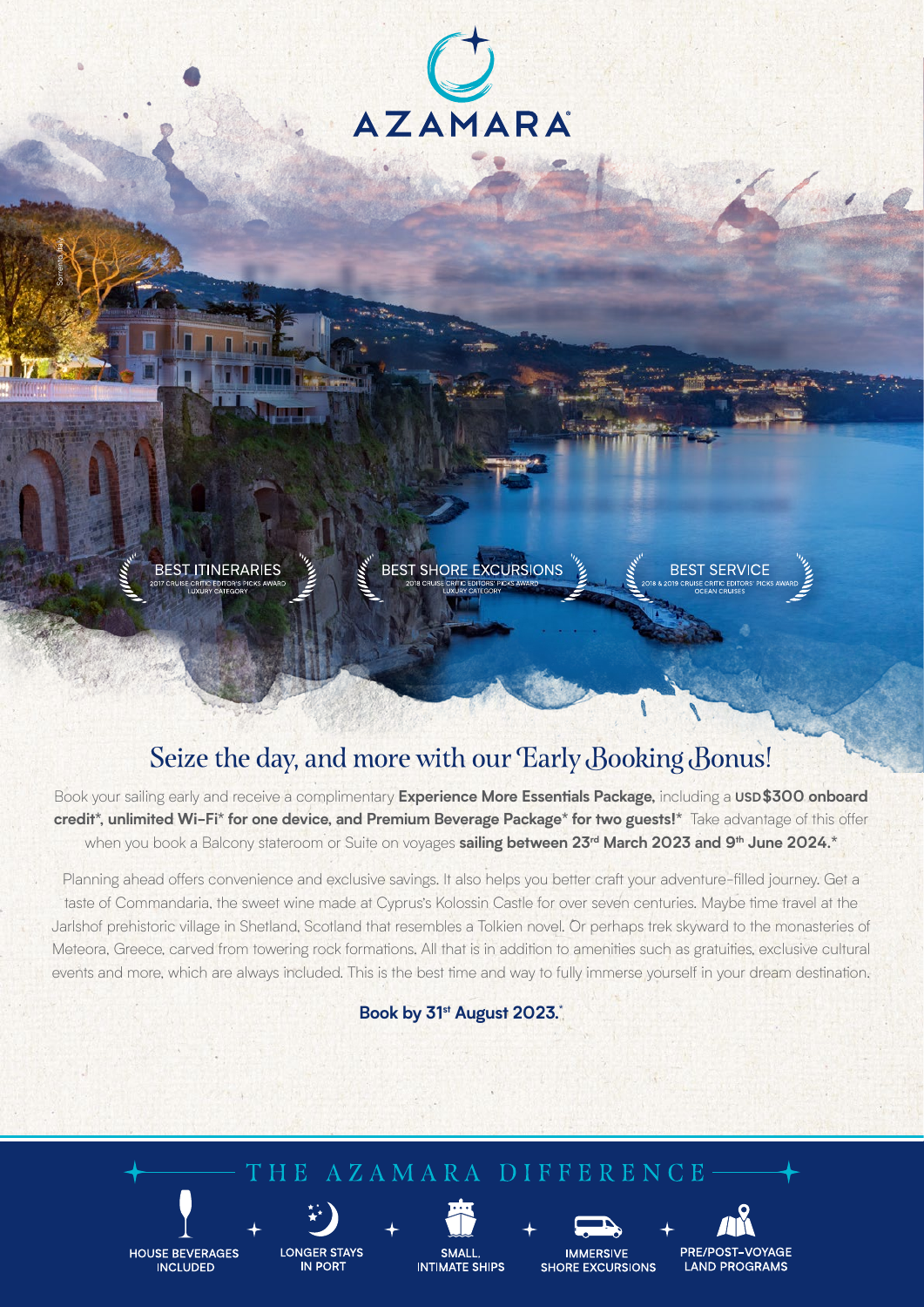AZAMARA®

Sorrento, Italy

BEST ITINERARIES
2017 CRUISE CRITIC EDITOR'S PICKS AWARD
LUXURY CATEGORY

BEST SHORE EXCURSIONS
2018 CRUISE CRITIC EDITORS' PICKS AWARD
LUXURY CATEGORY

BEST SERVICE
2018 & 2019 CRUISE CRITIC EDITORS' PICKS AWARD
OCEAN CRUISES

# Seize the day, and more with our Early Booking Bonus!

Book your sailing early and receive a complimentary **Experience More Essentials Package**, including a **USD $300 onboard credit*, unlimited Wi-Fi* for one device, and Premium Beverage Package* for two guests!*** Take advantage of this offer when you book a Balcony stateroom or Suite on voyages **sailing between 23rd March 2023 and 9th June 2024.***

Planning ahead offers convenience and exclusive savings. It also helps you better craft your adventure-filled journey. Get a taste of Commandaria, the sweet wine made at Cyprus's Kolossin Castle for over seven centuries. Maybe time travel at the Jarlshof prehistoric village in Shetland, Scotland that resembles a Tolkien novel. Or perhaps trek skyward to the monasteries of Meteora, Greece, carved from towering rock formations. All that is in addition to amenities such as gratuities, exclusive cultural events and more, which are always included. This is the best time and way to fully immerse yourself in your dream destination.

**Book by 31st August 2023.***

## THE AZAMARA DIFFERENCE

- HOUSE BEVERAGES INCLUDED
- LONGER STAYS IN PORT
- SMALL, INTIMATE SHIPS
- IMMERSIVE SHORE EXCURSIONS
- PRE/POST-VOYAGE LAND PROGRAMS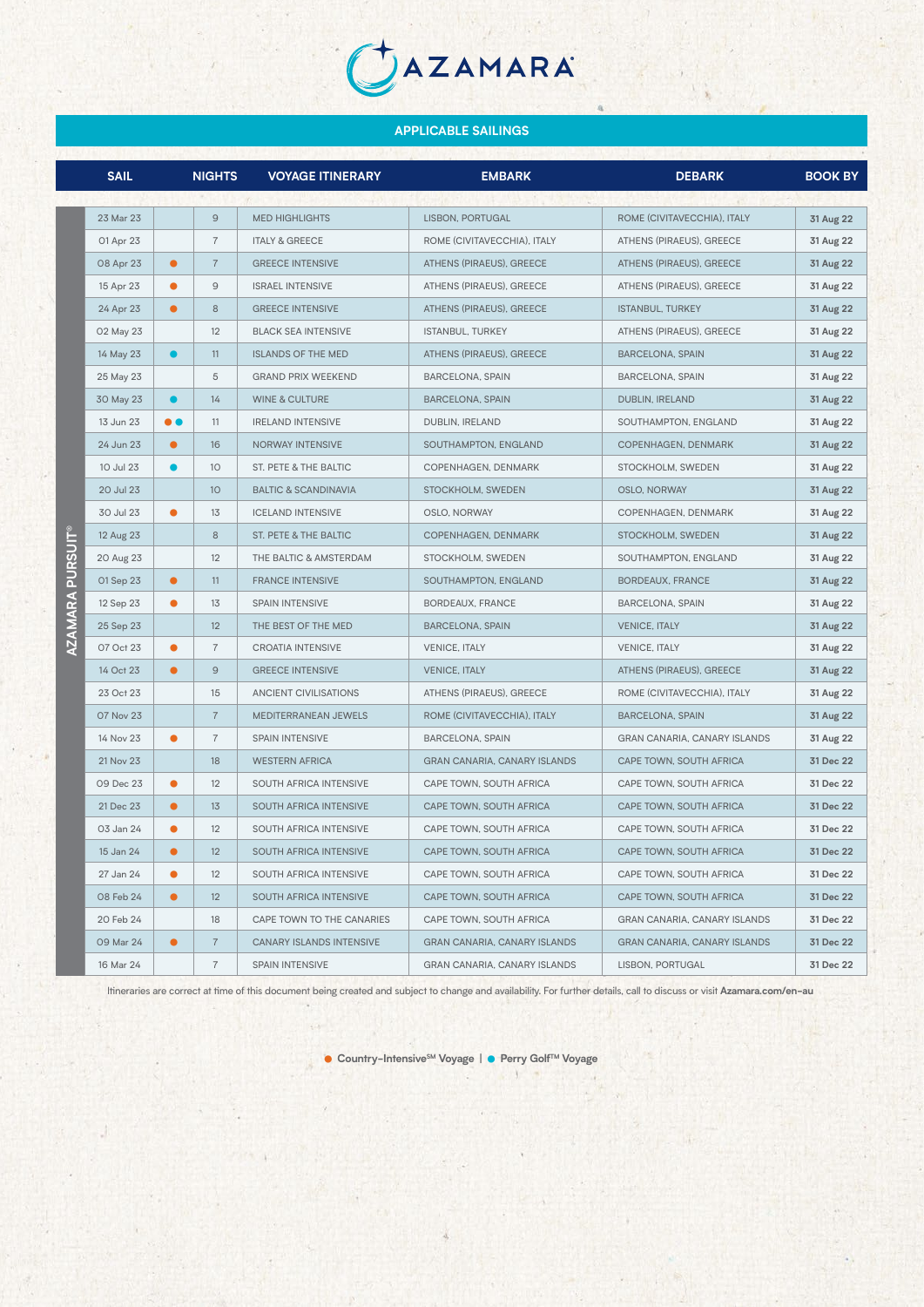# AZAMARA

## APPLICABLE SAILINGS

**AZAMARA PURSUIT®**

| SAIL | | NIGHTS | VOYAGE ITINERARY | EMBARK | DEBARK | BOOK BY |
|---|---|---|---|---|---|---|
| 23 Mar 23 | | 9 | MED HIGHLIGHTS | LISBON, PORTUGAL | ROME (CIVITAVECCHIA), ITALY | 31 Aug 22 |
| 01 Apr 23 | | 7 | ITALY & GREECE | ROME (CIVITAVECCHIA), ITALY | ATHENS (PIRAEUS), GREECE | 31 Aug 22 |
| 08 Apr 23 | ● (orange) | 7 | GREECE INTENSIVE | ATHENS (PIRAEUS), GREECE | ATHENS (PIRAEUS), GREECE | 31 Aug 22 |
| 15 Apr 23 | ● (orange) | 9 | ISRAEL INTENSIVE | ATHENS (PIRAEUS), GREECE | ATHENS (PIRAEUS), GREECE | 31 Aug 22 |
| 24 Apr 23 | ● (orange) | 8 | GREECE INTENSIVE | ATHENS (PIRAEUS), GREECE | ISTANBUL, TURKEY | 31 Aug 22 |
| 02 May 23 | | 12 | BLACK SEA INTENSIVE | ISTANBUL, TURKEY | ATHENS (PIRAEUS), GREECE | 31 Aug 22 |
| 14 May 23 | ● (blue) | 11 | ISLANDS OF THE MED | ATHENS (PIRAEUS), GREECE | BARCELONA, SPAIN | 31 Aug 22 |
| 25 May 23 | | 5 | GRAND PRIX WEEKEND | BARCELONA, SPAIN | BARCELONA, SPAIN | 31 Aug 22 |
| 30 May 23 | ● (blue) | 14 | WINE & CULTURE | BARCELONA, SPAIN | DUBLIN, IRELAND | 31 Aug 22 |
| 13 Jun 23 | ● (orange) ● (blue) | 11 | IRELAND INTENSIVE | DUBLIN, IRELAND | SOUTHAMPTON, ENGLAND | 31 Aug 22 |
| 24 Jun 23 | ● (orange) | 16 | NORWAY INTENSIVE | SOUTHAMPTON, ENGLAND | COPENHAGEN, DENMARK | 31 Aug 22 |
| 10 Jul 23 | ● (blue) | 10 | ST. PETE & THE BALTIC | COPENHAGEN, DENMARK | STOCKHOLM, SWEDEN | 31 Aug 22 |
| 20 Jul 23 | | 10 | BALTIC & SCANDINAVIA | STOCKHOLM, SWEDEN | OSLO, NORWAY | 31 Aug 22 |
| 30 Jul 23 | ● (orange) | 13 | ICELAND INTENSIVE | OSLO, NORWAY | COPENHAGEN, DENMARK | 31 Aug 22 |
| 12 Aug 23 | | 8 | ST. PETE & THE BALTIC | COPENHAGEN, DENMARK | STOCKHOLM, SWEDEN | 31 Aug 22 |
| 20 Aug 23 | | 12 | THE BALTIC & AMSTERDAM | STOCKHOLM, SWEDEN | SOUTHAMPTON, ENGLAND | 31 Aug 22 |
| 01 Sep 23 | ● (orange) | 11 | FRANCE INTENSIVE | SOUTHAMPTON, ENGLAND | BORDEAUX, FRANCE | 31 Aug 22 |
| 12 Sep 23 | ● (orange) | 13 | SPAIN INTENSIVE | BORDEAUX, FRANCE | BARCELONA, SPAIN | 31 Aug 22 |
| 25 Sep 23 | | 12 | THE BEST OF THE MED | BARCELONA, SPAIN | VENICE, ITALY | 31 Aug 22 |
| 07 Oct 23 | ● (orange) | 7 | CROATIA INTENSIVE | VENICE, ITALY | VENICE, ITALY | 31 Aug 22 |
| 14 Oct 23 | ● (orange) | 9 | GREECE INTENSIVE | VENICE, ITALY | ATHENS (PIRAEUS), GREECE | 31 Aug 22 |
| 23 Oct 23 | | 15 | ANCIENT CIVILISATIONS | ATHENS (PIRAEUS), GREECE | ROME (CIVITAVECCHIA), ITALY | 31 Aug 22 |
| 07 Nov 23 | | 7 | MEDITERRANEAN JEWELS | ROME (CIVITAVECCHIA), ITALY | BARCELONA, SPAIN | 31 Aug 22 |
| 14 Nov 23 | ● (orange) | 7 | SPAIN INTENSIVE | BARCELONA, SPAIN | GRAN CANARIA, CANARY ISLANDS | 31 Aug 22 |
| 21 Nov 23 | | 18 | WESTERN AFRICA | GRAN CANARIA, CANARY ISLANDS | CAPE TOWN, SOUTH AFRICA | 31 Dec 22 |
| 09 Dec 23 | ● (orange) | 12 | SOUTH AFRICA INTENSIVE | CAPE TOWN, SOUTH AFRICA | CAPE TOWN, SOUTH AFRICA | 31 Dec 22 |
| 21 Dec 23 | ● (orange) | 13 | SOUTH AFRICA INTENSIVE | CAPE TOWN, SOUTH AFRICA | CAPE TOWN, SOUTH AFRICA | 31 Dec 22 |
| 03 Jan 24 | ● (orange) | 12 | SOUTH AFRICA INTENSIVE | CAPE TOWN, SOUTH AFRICA | CAPE TOWN, SOUTH AFRICA | 31 Dec 22 |
| 15 Jan 24 | ● (orange) | 12 | SOUTH AFRICA INTENSIVE | CAPE TOWN, SOUTH AFRICA | CAPE TOWN, SOUTH AFRICA | 31 Dec 22 |
| 27 Jan 24 | ● (orange) | 12 | SOUTH AFRICA INTENSIVE | CAPE TOWN, SOUTH AFRICA | CAPE TOWN, SOUTH AFRICA | 31 Dec 22 |
| 08 Feb 24 | ● (orange) | 12 | SOUTH AFRICA INTENSIVE | CAPE TOWN, SOUTH AFRICA | CAPE TOWN, SOUTH AFRICA | 31 Dec 22 |
| 20 Feb 24 | | 18 | CAPE TOWN TO THE CANARIES | CAPE TOWN, SOUTH AFRICA | GRAN CANARIA, CANARY ISLANDS | 31 Dec 22 |
| 09 Mar 24 | ● (orange) | 7 | CANARY ISLANDS INTENSIVE | GRAN CANARIA, CANARY ISLANDS | GRAN CANARIA, CANARY ISLANDS | 31 Dec 22 |
| 16 Mar 24 | | 7 | SPAIN INTENSIVE | GRAN CANARIA, CANARY ISLANDS | LISBON, PORTUGAL | 31 Dec 22 |

Itineraries are correct at time of this document being created and subject to change and availability. For further details, call to discuss or visit **Azamara.com/en-au**

**● (orange) Country-Intensive℠ Voyage | ● (blue) Perry Golf™ Voyage**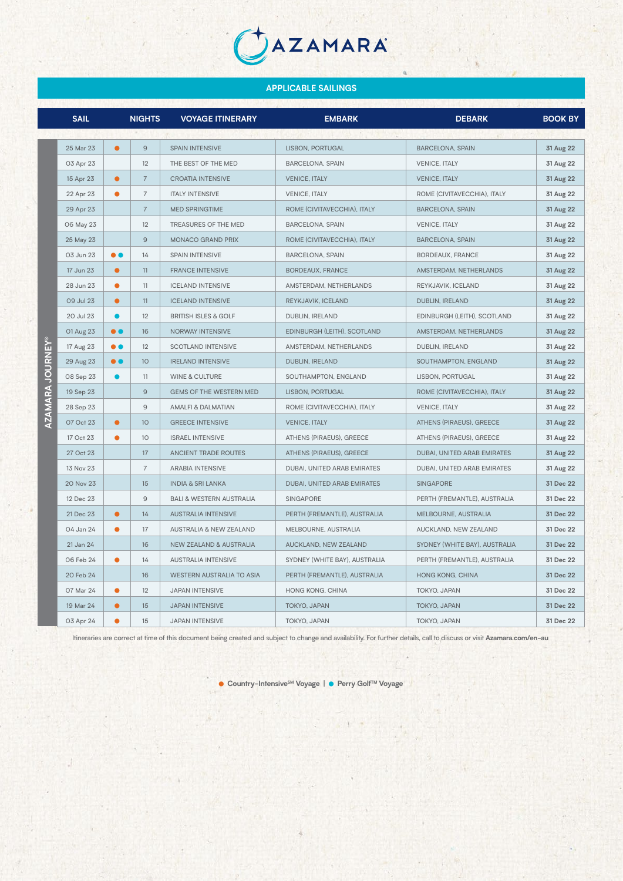# AZAMARA

## APPLICABLE SAILINGS

**AZAMARA JOURNEY®**

| SAIL | | NIGHTS | VOYAGE ITINERARY | EMBARK | DEBARK | BOOK BY |
|---|---|---|---|---|---|---|
| 25 Mar 23 | ● | 9 | SPAIN INTENSIVE | LISBON, PORTUGAL | BARCELONA, SPAIN | **31 Aug 22** |
| 03 Apr 23 | | 12 | THE BEST OF THE MED | BARCELONA, SPAIN | VENICE, ITALY | **31 Aug 22** |
| 15 Apr 23 | ● | 7 | CROATIA INTENSIVE | VENICE, ITALY | VENICE, ITALY | **31 Aug 22** |
| 22 Apr 23 | ● | 7 | ITALY INTENSIVE | VENICE, ITALY | ROME (CIVITAVECCHIA), ITALY | **31 Aug 22** |
| 29 Apr 23 | | 7 | MED SPRINGTIME | ROME (CIVITAVECCHIA), ITALY | BARCELONA, SPAIN | **31 Aug 22** |
| 06 May 23 | | 12 | TREASURES OF THE MED | BARCELONA, SPAIN | VENICE, ITALY | **31 Aug 22** |
| 25 May 23 | | 9 | MONACO GRAND PRIX | ROME (CIVITAVECCHIA), ITALY | BARCELONA, SPAIN | **31 Aug 22** |
| 03 Jun 23 | ● ● | 14 | SPAIN INTENSIVE | BARCELONA, SPAIN | BORDEAUX, FRANCE | **31 Aug 22** |
| 17 Jun 23 | ● | 11 | FRANCE INTENSIVE | BORDEAUX, FRANCE | AMSTERDAM, NETHERLANDS | **31 Aug 22** |
| 28 Jun 23 | ● | 11 | ICELAND INTENSIVE | AMSTERDAM, NETHERLANDS | REYKJAVIK, ICELAND | **31 Aug 22** |
| 09 Jul 23 | ● | 11 | ICELAND INTENSIVE | REYKJAVIK, ICELAND | DUBLIN, IRELAND | **31 Aug 22** |
| 20 Jul 23 | ● | 12 | BRITISH ISLES & GOLF | DUBLIN, IRELAND | EDINBURGH (LEITH), SCOTLAND | **31 Aug 22** |
| 01 Aug 23 | ● ● | 16 | NORWAY INTENSIVE | EDINBURGH (LEITH), SCOTLAND | AMSTERDAM, NETHERLANDS | **31 Aug 22** |
| 17 Aug 23 | ● ● | 12 | SCOTLAND INTENSIVE | AMSTERDAM, NETHERLANDS | DUBLIN, IRELAND | **31 Aug 22** |
| 29 Aug 23 | ● ● | 10 | IRELAND INTENSIVE | DUBLIN, IRELAND | SOUTHAMPTON, ENGLAND | **31 Aug 22** |
| 08 Sep 23 | ● | 11 | WINE & CULTURE | SOUTHAMPTON, ENGLAND | LISBON, PORTUGAL | **31 Aug 22** |
| 19 Sep 23 | | 9 | GEMS OF THE WESTERN MED | LISBON, PORTUGAL | ROME (CIVITAVECCHIA), ITALY | **31 Aug 22** |
| 28 Sep 23 | | 9 | AMALFI & DALMATIAN | ROME (CIVITAVECCHIA), ITALY | VENICE, ITALY | **31 Aug 22** |
| 07 Oct 23 | ● | 10 | GREECE INTENSIVE | VENICE, ITALY | ATHENS (PIRAEUS), GREECE | **31 Aug 22** |
| 17 Oct 23 | ● | 10 | ISRAEL INTENSIVE | ATHENS (PIRAEUS), GREECE | ATHENS (PIRAEUS), GREECE | **31 Aug 22** |
| 27 Oct 23 | | 17 | ANCIENT TRADE ROUTES | ATHENS (PIRAEUS), GREECE | DUBAI, UNITED ARAB EMIRATES | **31 Aug 22** |
| 13 Nov 23 | | 7 | ARABIA INTENSIVE | DUBAI, UNITED ARAB EMIRATES | DUBAI, UNITED ARAB EMIRATES | **31 Aug 22** |
| 20 Nov 23 | | 15 | INDIA & SRI LANKA | DUBAI, UNITED ARAB EMIRATES | SINGAPORE | **31 Dec 22** |
| 12 Dec 23 | | 9 | BALI & WESTERN AUSTRALIA | SINGAPORE | PERTH (FREMANTLE), AUSTRALIA | **31 Dec 22** |
| 21 Dec 23 | ● | 14 | AUSTRALIA INTENSIVE | PERTH (FREMANTLE), AUSTRALIA | MELBOURNE, AUSTRALIA | **31 Dec 22** |
| 04 Jan 24 | ● | 17 | AUSTRALIA & NEW ZEALAND | MELBOURNE, AUSTRALIA | AUCKLAND, NEW ZEALAND | **31 Dec 22** |
| 21 Jan 24 | | 16 | NEW ZEALAND & AUSTRALIA | AUCKLAND, NEW ZEALAND | SYDNEY (WHITE BAY), AUSTRALIA | **31 Dec 22** |
| 06 Feb 24 | ● | 14 | AUSTRALIA INTENSIVE | SYDNEY (WHITE BAY), AUSTRALIA | PERTH (FREMANTLE), AUSTRALIA | **31 Dec 22** |
| 20 Feb 24 | | 16 | WESTERN AUSTRALIA TO ASIA | PERTH (FREMANTLE), AUSTRALIA | HONG KONG, CHINA | **31 Dec 22** |
| 07 Mar 24 | ● | 12 | JAPAN INTENSIVE | HONG KONG, CHINA | TOKYO, JAPAN | **31 Dec 22** |
| 19 Mar 24 | ● | 15 | JAPAN INTENSIVE | TOKYO, JAPAN | TOKYO, JAPAN | **31 Dec 22** |
| 03 Apr 24 | ● | 15 | JAPAN INTENSIVE | TOKYO, JAPAN | TOKYO, JAPAN | **31 Dec 22** |

Itineraries are correct at time of this document being created and subject to change and availability. For further details, call to discuss or visit **Azamara.com/en-au**

● **Country-Intensive℠ Voyage** | ● **Perry Golf™ Voyage**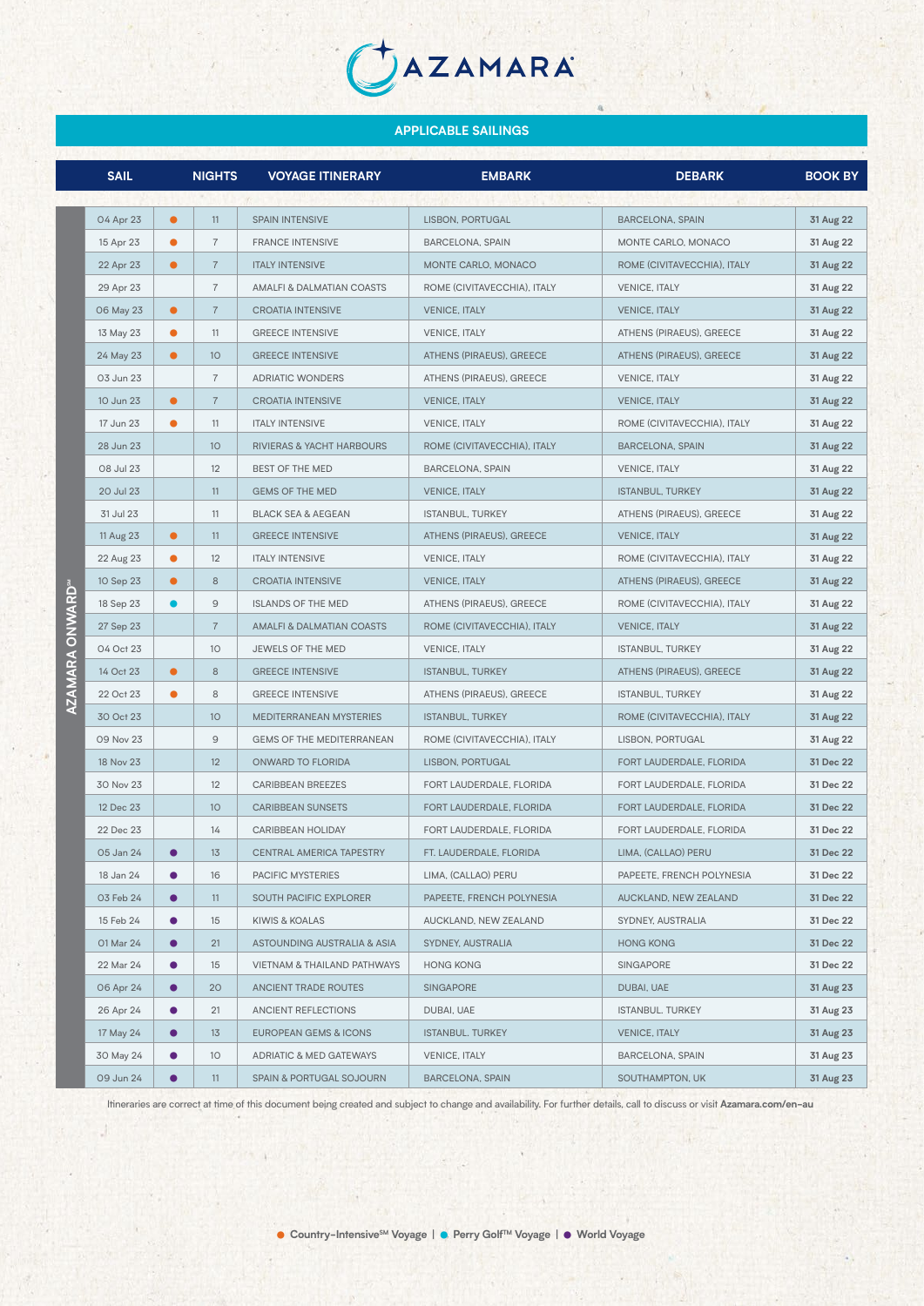# AZAMARA

## APPLICABLE SAILINGS

AZAMARA ONWARD℠

| SAIL | | NIGHTS | VOYAGE ITINERARY | EMBARK | DEBARK | BOOK BY |
|---|---|---|---|---|---|---|
| 04 Apr 23 | ● | 11 | SPAIN INTENSIVE | LISBON, PORTUGAL | BARCELONA, SPAIN | 31 Aug 22 |
| 15 Apr 23 | ● | 7 | FRANCE INTENSIVE | BARCELONA, SPAIN | MONTE CARLO, MONACO | 31 Aug 22 |
| 22 Apr 23 | ● | 7 | ITALY INTENSIVE | MONTE CARLO, MONACO | ROME (CIVITAVECCHIA), ITALY | 31 Aug 22 |
| 29 Apr 23 | | 7 | AMALFI & DALMATIAN COASTS | ROME (CIVITAVECCHIA), ITALY | VENICE, ITALY | 31 Aug 22 |
| 06 May 23 | ● | 7 | CROATIA INTENSIVE | VENICE, ITALY | VENICE, ITALY | 31 Aug 22 |
| 13 May 23 | ● | 11 | GREECE INTENSIVE | VENICE, ITALY | ATHENS (PIRAEUS), GREECE | 31 Aug 22 |
| 24 May 23 | ● | 10 | GREECE INTENSIVE | ATHENS (PIRAEUS), GREECE | ATHENS (PIRAEUS), GREECE | 31 Aug 22 |
| 03 Jun 23 | | 7 | ADRIATIC WONDERS | ATHENS (PIRAEUS), GREECE | VENICE, ITALY | 31 Aug 22 |
| 10 Jun 23 | ● | 7 | CROATIA INTENSIVE | VENICE, ITALY | VENICE, ITALY | 31 Aug 22 |
| 17 Jun 23 | ● | 11 | ITALY INTENSIVE | VENICE, ITALY | ROME (CIVITAVECCHIA), ITALY | 31 Aug 22 |
| 28 Jun 23 | | 10 | RIVIERAS & YACHT HARBOURS | ROME (CIVITAVECCHIA), ITALY | BARCELONA, SPAIN | 31 Aug 22 |
| 08 Jul 23 | | 12 | BEST OF THE MED | BARCELONA, SPAIN | VENICE, ITALY | 31 Aug 22 |
| 20 Jul 23 | | 11 | GEMS OF THE MED | VENICE, ITALY | ISTANBUL, TURKEY | 31 Aug 22 |
| 31 Jul 23 | | 11 | BLACK SEA & AEGEAN | ISTANBUL, TURKEY | ATHENS (PIRAEUS), GREECE | 31 Aug 22 |
| 11 Aug 23 | ● | 11 | GREECE INTENSIVE | ATHENS (PIRAEUS), GREECE | VENICE, ITALY | 31 Aug 22 |
| 22 Aug 23 | ● | 12 | ITALY INTENSIVE | VENICE, ITALY | ROME (CIVITAVECCHIA), ITALY | 31 Aug 22 |
| 10 Sep 23 | ● | 8 | CROATIA INTENSIVE | VENICE, ITALY | ATHENS (PIRAEUS), GREECE | 31 Aug 22 |
| 18 Sep 23 | ● | 9 | ISLANDS OF THE MED | ATHENS (PIRAEUS), GREECE | ROME (CIVITAVECCHIA), ITALY | 31 Aug 22 |
| 27 Sep 23 | | 7 | AMALFI & DALMATIAN COASTS | ROME (CIVITAVECCHIA), ITALY | VENICE, ITALY | 31 Aug 22 |
| 04 Oct 23 | | 10 | JEWELS OF THE MED | VENICE, ITALY | ISTANBUL, TURKEY | 31 Aug 22 |
| 14 Oct 23 | ● | 8 | GREECE INTENSIVE | ISTANBUL, TURKEY | ATHENS (PIRAEUS), GREECE | 31 Aug 22 |
| 22 Oct 23 | ● | 8 | GREECE INTENSIVE | ATHENS (PIRAEUS), GREECE | ISTANBUL, TURKEY | 31 Aug 22 |
| 30 Oct 23 | | 10 | MEDITERRANEAN MYSTERIES | ISTANBUL, TURKEY | ROME (CIVITAVECCHIA), ITALY | 31 Aug 22 |
| 09 Nov 23 | | 9 | GEMS OF THE MEDITERRANEAN | ROME (CIVITAVECCHIA), ITALY | LISBON, PORTUGAL | 31 Aug 22 |
| 18 Nov 23 | | 12 | ONWARD TO FLORIDA | LISBON, PORTUGAL | FORT LAUDERDALE, FLORIDA | 31 Dec 22 |
| 30 Nov 23 | | 12 | CARIBBEAN BREEZES | FORT LAUDERDALE, FLORIDA | FORT LAUDERDALE, FLORIDA | 31 Dec 22 |
| 12 Dec 23 | | 10 | CARIBBEAN SUNSETS | FORT LAUDERDALE, FLORIDA | FORT LAUDERDALE, FLORIDA | 31 Dec 22 |
| 22 Dec 23 | | 14 | CARIBBEAN HOLIDAY | FORT LAUDERDALE, FLORIDA | FORT LAUDERDALE, FLORIDA | 31 Dec 22 |
| 05 Jan 24 | ● | 13 | CENTRAL AMERICA TAPESTRY | FT. LAUDERDALE, FLORIDA | LIMA, (CALLAO) PERU | 31 Dec 22 |
| 18 Jan 24 | ● | 16 | PACIFIC MYSTERIES | LIMA, (CALLAO) PERU | PAPEETE, FRENCH POLYNESIA | 31 Dec 22 |
| 03 Feb 24 | ● | 11 | SOUTH PACIFIC EXPLORER | PAPEETE, FRENCH POLYNESIA | AUCKLAND, NEW ZEALAND | 31 Dec 22 |
| 15 Feb 24 | ● | 15 | KIWIS & KOALAS | AUCKLAND, NEW ZEALAND | SYDNEY, AUSTRALIA | 31 Dec 22 |
| 01 Mar 24 | ● | 21 | ASTOUNDING AUSTRALIA & ASIA | SYDNEY, AUSTRALIA | HONG KONG | 31 Dec 22 |
| 22 Mar 24 | ● | 15 | VIETNAM & THAILAND PATHWAYS | HONG KONG | SINGAPORE | 31 Dec 22 |
| 06 Apr 24 | ● | 20 | ANCIENT TRADE ROUTES | SINGAPORE | DUBAI, UAE | 31 Aug 23 |
| 26 Apr 24 | ● | 21 | ANCIENT REFLECTIONS | DUBAI, UAE | ISTANBUL. TURKEY | 31 Aug 23 |
| 17 May 24 | ● | 13 | EUROPEAN GEMS & ICONS | ISTANBUL. TURKEY | VENICE, ITALY | 31 Aug 23 |
| 30 May 24 | ● | 10 | ADRIATIC & MED GATEWAYS | VENICE, ITALY | BARCELONA, SPAIN | 31 Aug 23 |
| 09 Jun 24 | ● | 11 | SPAIN & PORTUGAL SOJOURN | BARCELONA, SPAIN | SOUTHAMPTON, UK | 31 Aug 23 |

Itineraries are correct at time of this document being created and subject to change and availability. For further details, call to discuss or visit **Azamara.com/en-au**

● **Country-Intensive℠ Voyage** | ● **Perry Golf™ Voyage** | ● **World Voyage**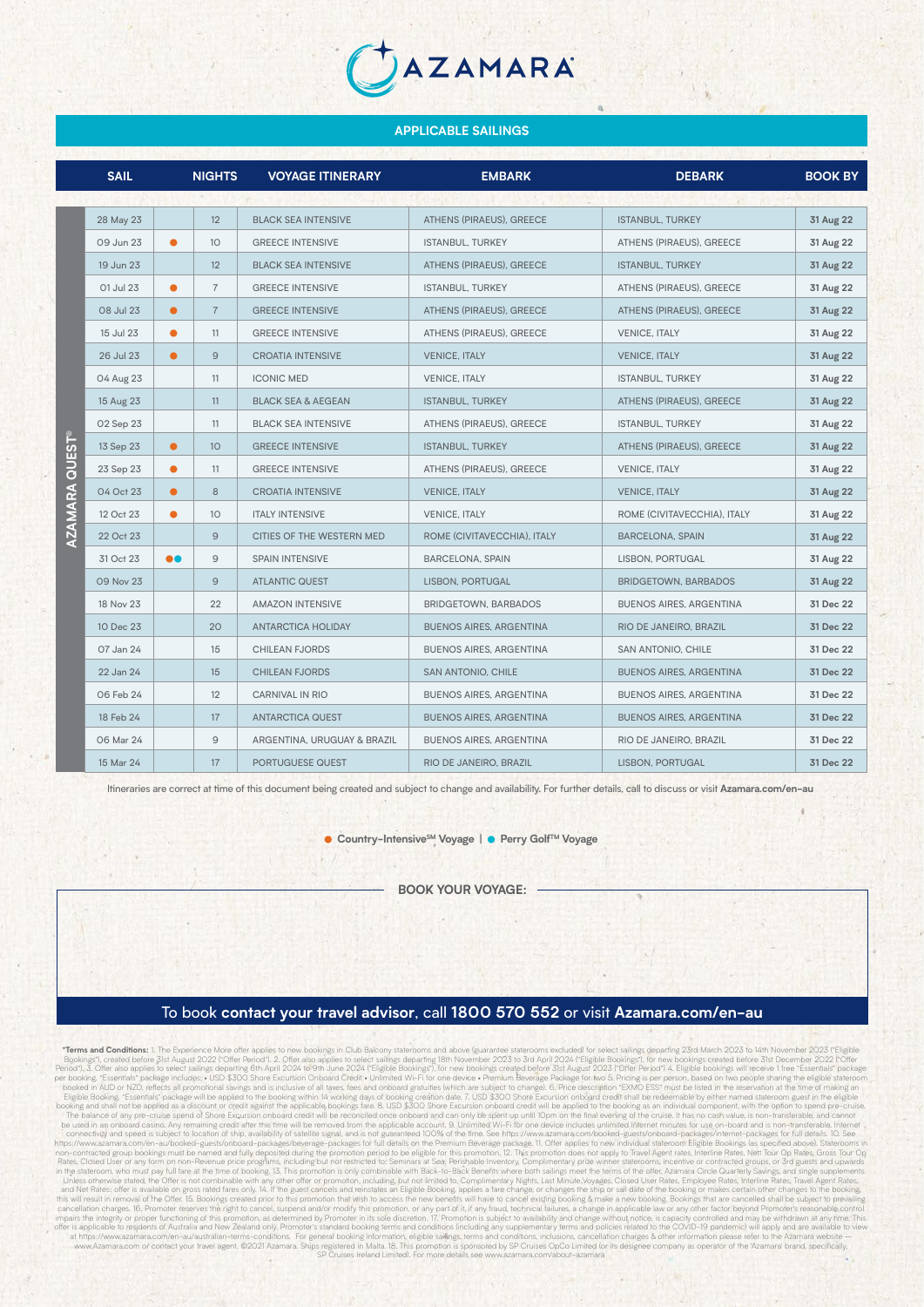# AZAMARA

## APPLICABLE SAILINGS

| | SAIL | | NIGHTS | VOYAGE ITINERARY | EMBARK | DEBARK | BOOK BY |
|---|---|---|---|---|---|---|---|
| AZAMARA QUEST® | 28 May 23 | | 12 | BLACK SEA INTENSIVE | ATHENS (PIRAEUS), GREECE | ISTANBUL, TURKEY | 31 Aug 22 |
| | 09 Jun 23 | ● | 10 | GREECE INTENSIVE | ISTANBUL, TURKEY | ATHENS (PIRAEUS), GREECE | 31 Aug 22 |
| | 19 Jun 23 | | 12 | BLACK SEA INTENSIVE | ATHENS (PIRAEUS), GREECE | ISTANBUL, TURKEY | 31 Aug 22 |
| | 01 Jul 23 | ● | 7 | GREECE INTENSIVE | ISTANBUL, TURKEY | ATHENS (PIRAEUS), GREECE | 31 Aug 22 |
| | 08 Jul 23 | ● | 7 | GREECE INTENSIVE | ATHENS (PIRAEUS), GREECE | ATHENS (PIRAEUS), GREECE | 31 Aug 22 |
| | 15 Jul 23 | ● | 11 | GREECE INTENSIVE | ATHENS (PIRAEUS), GREECE | VENICE, ITALY | 31 Aug 22 |
| | 26 Jul 23 | ● | 9 | CROATIA INTENSIVE | VENICE, ITALY | VENICE, ITALY | 31 Aug 22 |
| | 04 Aug 23 | | 11 | ICONIC MED | VENICE, ITALY | ISTANBUL, TURKEY | 31 Aug 22 |
| | 15 Aug 23 | | 11 | BLACK SEA & AEGEAN | ISTANBUL, TURKEY | ATHENS (PIRAEUS), GREECE | 31 Aug 22 |
| | 02 Sep 23 | | 11 | BLACK SEA INTENSIVE | ATHENS (PIRAEUS), GREECE | ISTANBUL, TURKEY | 31 Aug 22 |
| | 13 Sep 23 | ● | 10 | GREECE INTENSIVE | ISTANBUL, TURKEY | ATHENS (PIRAEUS), GREECE | 31 Aug 22 |
| | 23 Sep 23 | ● | 11 | GREECE INTENSIVE | ATHENS (PIRAEUS), GREECE | VENICE, ITALY | 31 Aug 22 |
| | 04 Oct 23 | ● | 8 | CROATIA INTENSIVE | VENICE, ITALY | VENICE, ITALY | 31 Aug 22 |
| | 12 Oct 23 | ● | 10 | ITALY INTENSIVE | VENICE, ITALY | ROME (CIVITAVECCHIA), ITALY | 31 Aug 22 |
| | 22 Oct 23 | | 9 | CITIES OF THE WESTERN MED | ROME (CIVITAVECCHIA), ITALY | BARCELONA, SPAIN | 31 Aug 22 |
| | 31 Oct 23 | ●● | 9 | SPAIN INTENSIVE | BARCELONA, SPAIN | LISBON, PORTUGAL | 31 Aug 22 |
| | 09 Nov 23 | | 9 | ATLANTIC QUEST | LISBON, PORTUGAL | BRIDGETOWN, BARBADOS | 31 Aug 22 |
| | 18 Nov 23 | | 22 | AMAZON INTENSIVE | BRIDGETOWN, BARBADOS | BUENOS AIRES, ARGENTINA | 31 Dec 22 |
| | 10 Dec 23 | | 20 | ANTARCTICA HOLIDAY | BUENOS AIRES, ARGENTINA | RIO DE JANEIRO, BRAZIL | 31 Dec 22 |
| | 07 Jan 24 | | 15 | CHILEAN FJORDS | BUENOS AIRES, ARGENTINA | SAN ANTONIO, CHILE | 31 Dec 22 |
| | 22 Jan 24 | | 15 | CHILEAN FJORDS | SAN ANTONIO, CHILE | BUENOS AIRES, ARGENTINA | 31 Dec 22 |
| | 06 Feb 24 | | 12 | CARNIVAL IN RIO | BUENOS AIRES, ARGENTINA | BUENOS AIRES, ARGENTINA | 31 Dec 22 |
| | 18 Feb 24 | | 17 | ANTARCTICA QUEST | BUENOS AIRES, ARGENTINA | BUENOS AIRES, ARGENTINA | 31 Dec 22 |
| | 06 Mar 24 | | 9 | ARGENTINA, URUGUAY & BRAZIL | BUENOS AIRES, ARGENTINA | RIO DE JANEIRO, BRAZIL | 31 Dec 22 |
| | 15 Mar 24 | | 17 | PORTUGUESE QUEST | RIO DE JANEIRO, BRAZIL | LISBON, PORTUGAL | 31 Dec 22 |

Itineraries are correct at time of this document being created and subject to change and availability. For further details, call to discuss or visit **Azamara.com/en-au**

● **Country-Intensive℠ Voyage** | ● **Perry Golf™ Voyage**

**BOOK YOUR VOYAGE:**

To book **contact your travel advisor**, call **1800 570 552** or visit **Azamara.com/en-au**

***Terms and Conditions:** 1. The Experience More offer applies to new bookings in Club Balcony staterooms and above (guarantee staterooms excluded) for select sailings departing 23rd March 2023 to 14th November 2023 ("Eligible Bookings"), created before 31st August 2022 ("Offer Period"). 2. Offer also applies to select sailings departing 18th November 2023 to 3rd April 2024 ("Eligible Bookings"), for new bookings created before 31st December 2022 ("Offer Period"). 3. Offer also applies to select sailings departing 6th April 2024 to 9th June 2024 ("Eligible Bookings"), for new bookings created before 31st August 2023 ("Offer Period"). 4. Eligible bookings will receive 1 free "Essentials" package per booking. "Essentials" package includes: • USD $300 Shore Excursion Onboard Credit • Unlimited Wi-Fi for one device • Premium Beverage Package for two 5. Pricing is per person, based on two people sharing the eligible stateroom booked in AUD or NZD, reflects all promotional savings and is inclusive of all taxes, fees and onboard gratuities (which are subject to change). 6. Price description "EXMO ESS" must be listed in the reservation at the time of making an Eligible Booking. "Essentials" package will be applied to the booking within 14 working days of booking creation date. 7. USD $300 Shore Excursion onboard credit shall be redeemable by either named stateroom guest in the eligible booking and shall not be applied as a discount or credit against the applicable bookings fare. 8. USD $300 Shore Excursion onboard credit will be applied to the booking as an individual component, with the option to spend pre-cruise. The balance of any pre-cruise spend of Shore Excursion onboard credit will be reconciled once onboard and can only be spent up until 10pm on the final evening of the cruise. It has no cash value, is non-transferable, and cannot be used in an onboard casino. Any remaining credit after this time will be removed from the applicable account. 9. Unlimited Wi-Fi for one device includes unlimited Internet minutes for use on-board and is non-transferable. Internet connectivity and speed is subject to location of ship, availability of satellite signal, and is not guaranteed 100% of the time. See https://www.azamara.com/en-au/booked-guests/onboard-packages/internet-packages for full details. 10. See https://www.azamara.com/en-au/booked-guests/onboard-packages/beverage-packages for full details on the Premium Beverage package. 11. Offer applies to new individual stateroom Eligible Bookings (as specified above). Staterooms in non-contracted group bookings must be named and fully deposited during the promotion period to be eligible for this promotion. 12. This promotion does not apply to Travel Agent rates, Interline Rates, Nett Tour Op Rates, Gross Tour Op Rates, Closed User or any form on non-Revenue price programs, including but not restricted to: Seminars at Sea, Perishable Inventory, Complimentary prize winner staterooms, incentive or contracted groups, or 3rd guests and upwards in the stateroom, who must pay full fare at the time of booking. 13. This promotion is only combinable with Back-to-Back Benefits where both sailings meet the terms of the offer, Azamara Circle Quarterly Savings, and single supplements. Unless otherwise stated, the Offer is not combinable with any other offer or promotion, including, but not limited to, Complimentary Nights, Last Minute Voyages, Closed User Rates, Employee Rates, Interline Rates, Travel Agent Rates, and Net Rates; offer is available on gross rated fares only. 14. If the guest cancels and reinstates an Eligible Booking, applies a fare change, or changes the ship or sail date of the booking or makes certain other changes to the booking, this will result in removal of the Offer. 15. Bookings created prior to this promotion that wish to access the new benefits will have to cancel existing booking & make a new booking. Bookings that are cancelled shall be subject to prevailing cancellation charges. 16. Promoter reserves the right to cancel, suspend and/or modify this promotion, or any part of it, if any fraud, technical failures, a change in applicable law or any other factor beyond Promoter's reasonable control impairs the integrity or proper functioning of this promotion, as determined by Promoter in its sole discretion. 17. Promotion is subject to availability and change without notice, is capacity controlled and may be withdrawn at any time. This offer is applicable to residents of Australia and New Zealand only. Promoter's standard booking terms and conditions (including any supplementary terms and policies related to the COVID-19 pandemic) will apply and are available to view at https://www.azamara.com/en-au/australian-terms-conditions. For general booking information, eligible sailings, terms and conditions, inclusions, cancellation charges & other information please refer to the Azamara website – www.Azamara.com or contact your travel agent. ©2021 Azamara. Ships registered in Malta. 18. This promotion is sponsored by SP Cruises OpCo Limited (or its designee company as operator of the 'Azamara' brand, specifically, SP Cruises Ireland Limited). For more details see www.azamara.com/about-azamara